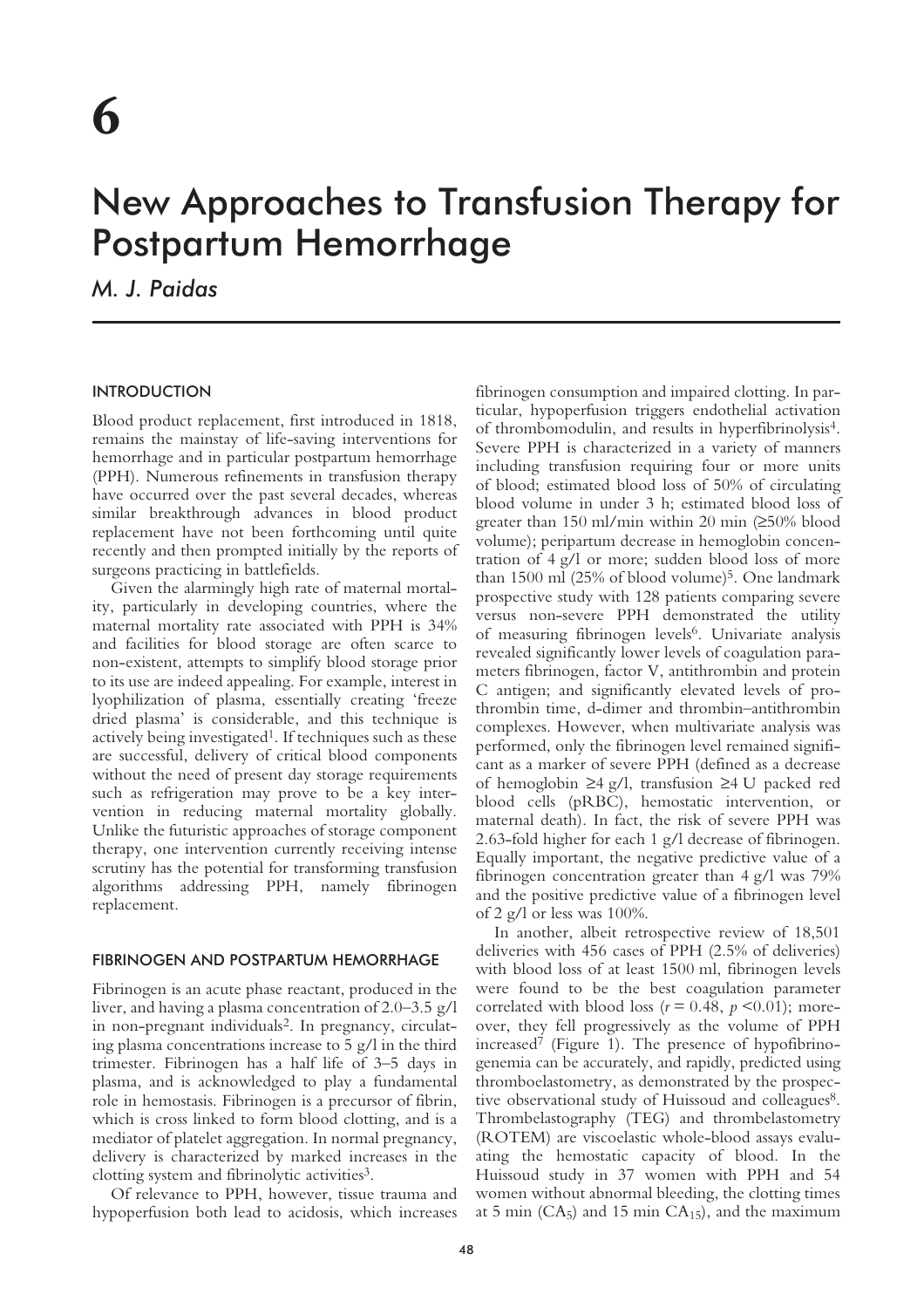# 6

# New Approaches to Transfusion Therapy for Postpartum Hemorrhage

*M. J. Paidas*

## INTRODUCTION

Blood product replacement, first introduced in 1818, remains the mainstay of life-saving interventions for hemorrhage and in particular postpartum hemorrhage (PPH). Numerous refinements in transfusion therapy have occurred over the past several decades, whereas similar breakthrough advances in blood product replacement have not been forthcoming until quite recently and then prompted initially by the reports of surgeons practicing in battlefields.

Given the alarmingly high rate of maternal mortality, particularly in developing countries, where the maternal mortality rate associated with PPH is 34% and facilities for blood storage are often scarce to non-existent, attempts to simplify blood storage prior to its use are indeed appealing. For example, interest in lyophilization of plasma, essentially creating 'freeze dried plasma' is considerable, and this technique is actively being investigated[1]. If techniques such as these are successful, delivery of critical blood components without the need of present day storage requirements such as refrigeration may prove to be a key intervention in reducing maternal mortality globally. Unlike the futuristic approaches of storage component therapy, one intervention currently receiving intense scrutiny has the potential for transforming transfusion algorithms addressing PPH, namely fibrinogen replacement.

## FIBRINOGEN AND POSTPARTUM HEMORRHAGE

Fibrinogen is an acute phase reactant, produced in the liver, and having a plasma concentration of 2.0–3.5 g/l in non-pregnant individuals[2]. In pregnancy, circulating plasma concentrations increase to 5 g/l in the third trimester. Fibrinogen has a half life of 3–5 days in plasma, and is acknowledged to play a fundamental role in hemostasis. Fibrinogen is a precursor of fibrin, which is cross linked to form blood clotting, and is a mediator of platelet aggregation. In normal pregnancy, delivery is characterized by marked increases in the clotting system and fibrinolytic activities[3].

Of relevance to PPH, however, tissue trauma and hypoperfusion both lead to acidosis, which increases fibrinogen consumption and impaired clotting. In particular, hypoperfusion triggers endothelial activation of thrombomodulin, and results in hyperfibrinolysis[4]. Severe PPH is characterized in a variety of manners including transfusion requiring four or more units of blood; estimated blood loss of 50% of circulating blood volume in under 3 h; estimated blood loss of greater than 150 ml/min within 20 min (≥50% blood volume); peripartum decrease in hemoglobin concentration of 4 g/l or more; sudden blood loss of more than 1500 ml (25% of blood volume)[5]. One landmark prospective study with 128 patients comparing severe versus non-severe PPH demonstrated the utility of measuring fibrinogen levels[6]. Univariate analysis revealed significantly lower levels of coagulation parameters fibrinogen, factor V, antithrombin and protein C antigen; and significantly elevated levels of prothrombin time, d-dimer and thrombin–antithrombin complexes. However, when multivariate analysis was performed, only the fibrinogen level remained significant as a marker of severe PPH (defined as a decrease of hemoglobin ≥4 g/l, transfusion ≥4 U packed red blood cells (pRBC), hemostatic intervention, or maternal death). In fact, the risk of severe PPH was 2.63-fold higher for each 1 g/l decrease of fibrinogen. Equally important, the negative predictive value of a fibrinogen concentration greater than 4 g/l was 79% and the positive predictive value of a fibrinogen level of 2 g/l or less was 100%.

In another, albeit retrospective review of 18,501 deliveries with 456 cases of PPH (2.5% of deliveries) with blood loss of at least 1500 ml, fibrinogen levels were found to be the best coagulation parameter correlated with blood loss ($r = 0.48$, $p < 0.01$); moreover, they fell progressively as the volume of PPH increased[7] (Figure 1). The presence of hypofibrinogenemia can be accurately, and rapidly, predicted using thromboelastometry, as demonstrated by the prospective observational study of Huissoud and colleagues[8]. Thrombelastography (TEG) and thrombelastometry (ROTEM) are viscoelastic whole-blood assays evaluating the hemostatic capacity of blood. In the Huissoud study in 37 women with PPH and 54 women without abnormal bleeding, the clotting times at 5 min ($CA_5$) and 15 min $CA_{15}$), and the maximum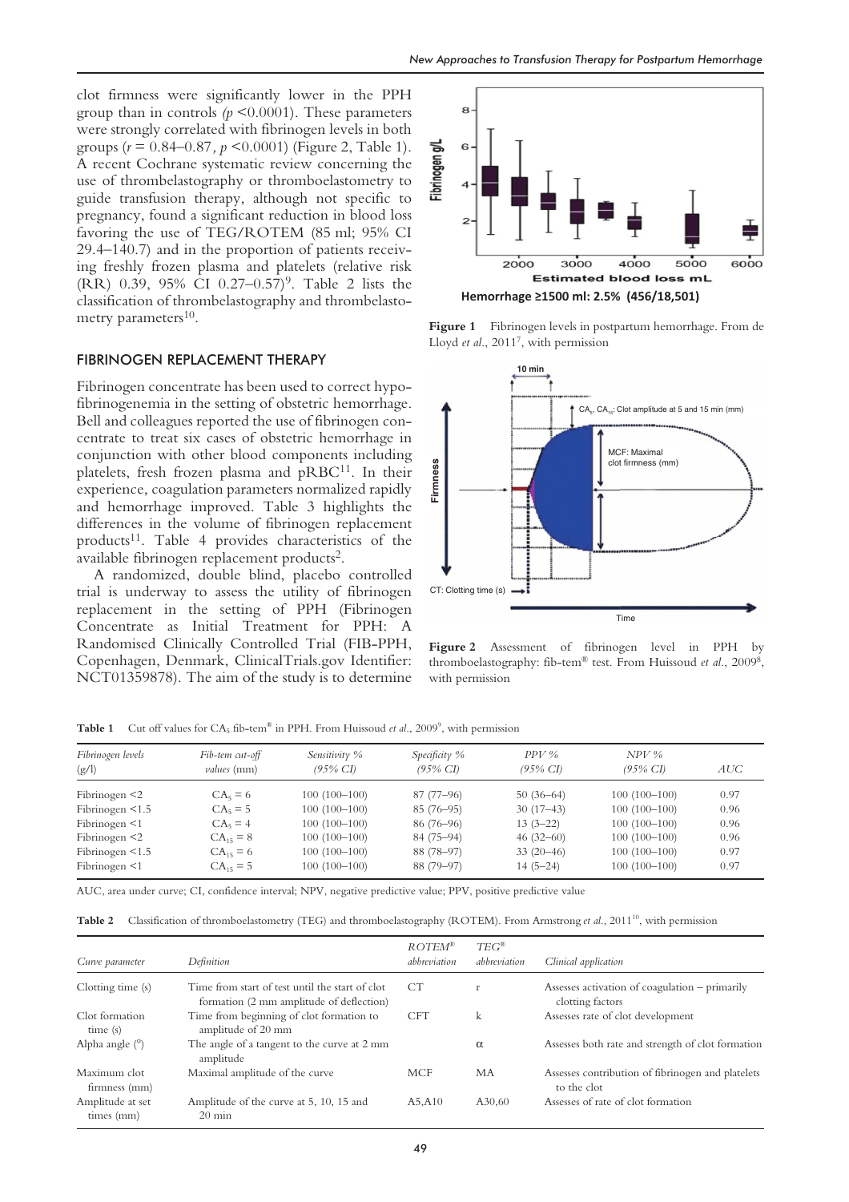clot firmness were significantly lower in the PPH group than in controls ($p$ <0.0001). These parameters were strongly correlated with fibrinogen levels in both groups ($r$ = 0.84–0.87, $p$ <0.0001) (Figure 2, Table 1). A recent Cochrane systematic review concerning the use of thrombelastography or thromboelastometry to guide transfusion therapy, although not specific to pregnancy, found a significant reduction in blood loss favoring the use of TEG/ROTEM (85 ml; 95% CI 29.4–140.7) and in the proportion of patients receiving freshly frozen plasma and platelets (relative risk (RR) 0.39, 95% CI 0.27–0.57)[9]. Table 2 lists the classification of thrombelastography and thrombelastometry parameters[10].

## FIBRINOGEN REPLACEMENT THERAPY

Fibrinogen concentrate has been used to correct hypofibrinogenemia in the setting of obstetric hemorrhage. Bell and colleagues reported the use of fibrinogen concentrate to treat six cases of obstetric hemorrhage in conjunction with other blood components including platelets, fresh frozen plasma and pRBC[11]. In their experience, coagulation parameters normalized rapidly and hemorrhage improved. Table 3 highlights the differences in the volume of fibrinogen replacement products[11]. Table 4 provides characteristics of the available fibrinogen replacement products[2].

A randomized, double blind, placebo controlled trial is underway to assess the utility of fibrinogen replacement in the setting of PPH (Fibrinogen Concentrate as Initial Treatment for PPH: A Randomised Clinically Controlled Trial (FIB-PPH, Copenhagen, Denmark, ClinicalTrials.gov Identifier: NCT01359878). The aim of the study is to determine

Hemorrhage ≥1500 ml: 2.5% (456/18,501)

**Figure 1** Fibrinogen levels in postpartum hemorrhage. From de Lloyd *et al*., 2011[7], with permission

**Figure 2** Assessment of fibrinogen level in PPH by thromboelastography: fib-tem® test. From Huissoud *et al*., 2009[8], with permission

**Table 1** Cut off values for $CA_5$ fib-tem® in PPH. From Huissoud *et al*., 2009[9], with permission

| *Fibrinogen levels (g/l)* | *Fib-tem cut-off values* (mm) | *Sensitivity % (95% CI)* | *Specificity % (95% CI)* | *PPV % (95% CI)* | *NPV % (95% CI)* | *AUC* |
|---|---|---|---|---|---|---|
| Fibrinogen <2 | $CA_5$ = 6 | 100 (100–100) | 87 (77–96) | 50 (36–64) | 100 (100–100) | 0.97 |
| Fibrinogen <1.5 | $CA_5$ = 5 | 100 (100–100) | 85 (76–95) | 30 (17–43) | 100 (100–100) | 0.96 |
| Fibrinogen <1 | $CA_5$ = 4 | 100 (100–100) | 86 (76–96) | 13 (3–22) | 100 (100–100) | 0.96 |
| Fibrinogen <2 | $CA_{15}$ = 8 | 100 (100–100) | 84 (75–94) | 46 (32–60) | 100 (100–100) | 0.96 |
| Fibrinogen <1.5 | $CA_{15}$ = 6 | 100 (100–100) | 88 (78–97) | 33 (20–46) | 100 (100–100) | 0.97 |
| Fibrinogen <1 | $CA_{15}$ = 5 | 100 (100–100) | 88 (79–97) | 14 (5–24) | 100 (100–100) | 0.97 |

AUC, area under curve; CI, confidence interval; NPV, negative predictive value; PPV, positive predictive value

**Table 2** Classification of thromboelastometry (TEG) and thromboelastography (ROTEM). From Armstrong *et al*., 2011[10], with permission

| *Curve parameter* | *Definition* | *ROTEM® abbreviation* | *TEG® abbreviation* | *Clinical application* |
|---|---|---|---|---|
| Clotting time (s) | Time from start of test until the start of clot formation (2 mm amplitude of deflection) | CT | r | Assesses activation of coagulation – primarily clotting factors |
| Clot formation time (s) | Time from beginning of clot formation to amplitude of 20 mm | CFT | k | Assesses rate of clot development |
| Alpha angle (°) | The angle of a tangent to the curve at 2 mm amplitude | | α | Assesses both rate and strength of clot formation |
| Maximum clot firmness (mm) | Maximal amplitude of the curve | MCF | MA | Assesses contribution of fibrinogen and platelets to the clot |
| Amplitude at set times (mm) | Amplitude of the curve at 5, 10, 15 and 20 min | A5,A10 | A30,60 | Assesses of rate of clot formation |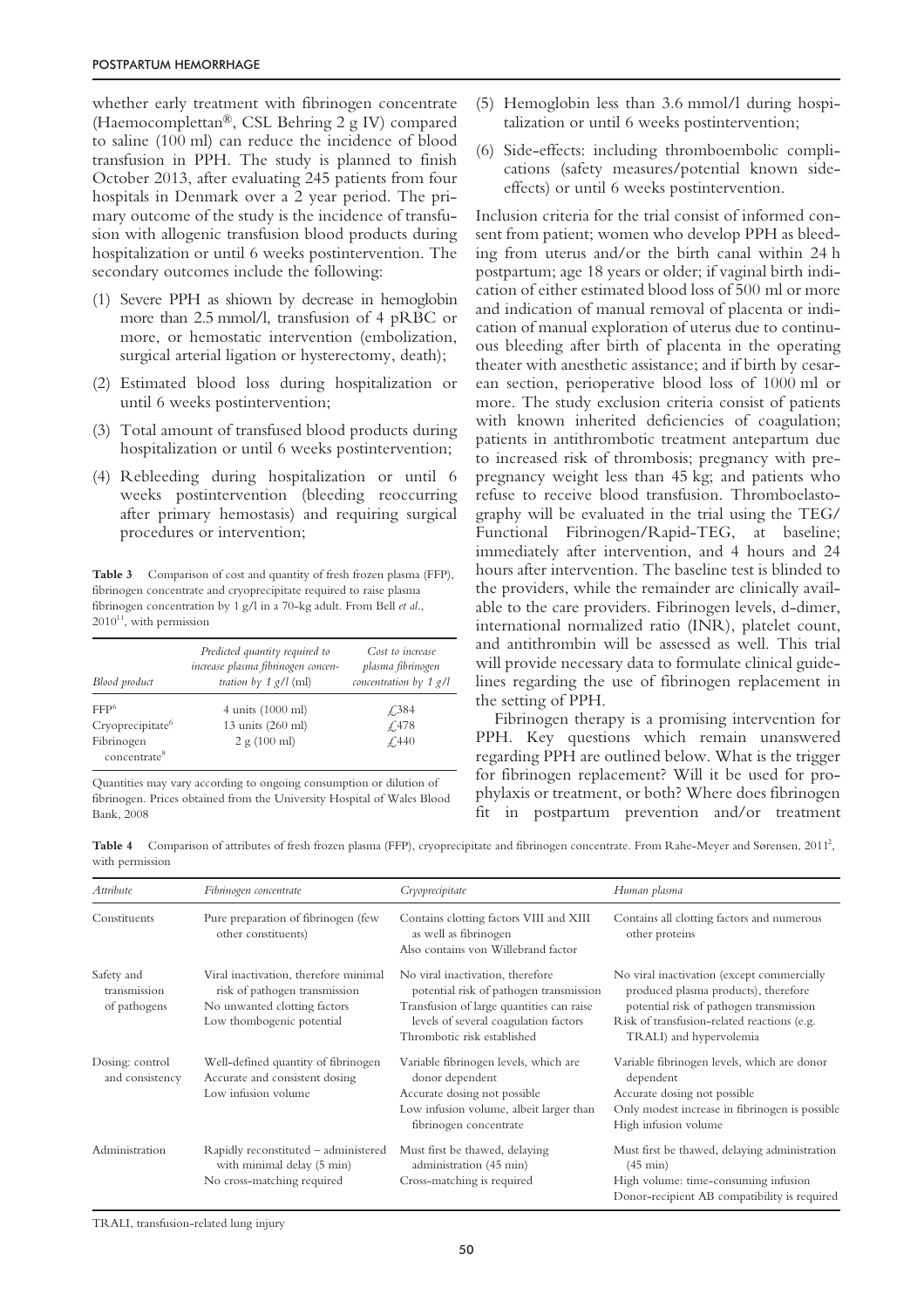whether early treatment with fibrinogen concentrate (Haemocomplettan®, CSL Behring 2 g IV) compared to saline (100 ml) can reduce the incidence of blood transfusion in PPH. The study is planned to finish October 2013, after evaluating 245 patients from four hospitals in Denmark over a 2 year period. The primary outcome of the study is the incidence of transfusion with allogenic transfusion blood products during hospitalization or until 6 weeks postintervention. The secondary outcomes include the following:

(1) Severe PPH as shiown by decrease in hemoglobin more than 2.5 mmol/l, transfusion of 4 pRBC or more, or hemostatic intervention (embolization, surgical arterial ligation or hysterectomy, death);

(2) Estimated blood loss during hospitalization or until 6 weeks postintervention;

(3) Total amount of transfused blood products during hospitalization or until 6 weeks postintervention;

(4) Rebleeding during hospitalization or until 6 weeks postintervention (bleeding reoccurring after primary hemostasis) and requiring surgical procedures or intervention;

(5) Hemoglobin less than 3.6 mmol/l during hospitalization or until 6 weeks postintervention;

(6) Side-effects: including thromboembolic complications (safety measures/potential known side-effects) or until 6 weeks postintervention.

Inclusion criteria for the trial consist of informed consent from patient; women who develop PPH as bleeding from uterus and/or the birth canal within 24 h postpartum; age 18 years or older; if vaginal birth indication of either estimated blood loss of 500 ml or more and indication of manual removal of placenta or indication of manual exploration of uterus due to continuous bleeding after birth of placenta in the operating theater with anesthetic assistance; and if birth by cesarean section, perioperative blood loss of 1000 ml or more. The study exclusion criteria consist of patients with known inherited deficiencies of coagulation; patients in antithrombotic treatment antepartum due to increased risk of thrombosis; pregnancy with prepregnancy weight less than 45 kg; and patients who refuse to receive blood transfusion. Thromboelastography will be evaluated in the trial using the TEG/Functional Fibrinogen/Rapid-TEG, at baseline; immediately after intervention, and 4 hours and 24 hours after intervention. The baseline test is blinded to the providers, while the remainder are clinically available to the care providers. Fibrinogen levels, d-dimer, international normalized ratio (INR), platelet count, and antithrombin will be assessed as well. This trial will provide necessary data to formulate clinical guidelines regarding the use of fibrinogen replacement in the setting of PPH.

Fibrinogen therapy is a promising intervention for PPH. Key questions which remain unanswered regarding PPH are outlined below. What is the trigger for fibrinogen replacement? Will it be used for prophylaxis or treatment, or both? Where does fibrinogen fit in postpartum prevention and/or treatment

**Table 3** Comparison of cost and quantity of fresh frozen plasma (FFP), fibrinogen concentrate and cryoprecipitate required to raise plasma fibrinogen concentration by 1 g/l in a 70-kg adult. From Bell *et al.*, 2010[11], with permission

| *Blood product* | *Predicted quantity required to increase plasma fibrinogen concentration by 1 g/l* (ml) | *Cost to increase plasma fibrinogen concentration by 1 g/l* |
|---|---|---|
| FFP[6] | 4 units (1000 ml) | £384 |
| Cryoprecipitate[6] | 13 units (260 ml) | £478 |
| Fibrinogen concentrate[8] | 2 g (100 ml) | £440 |

Quantities may vary according to ongoing consumption or dilution of fibrinogen. Prices obtained from the University Hospital of Wales Blood Bank, 2008

**Table 4** Comparison of attributes of fresh frozen plasma (FFP), cryoprecipitate and fibrinogen concentrate. From Rahe-Meyer and Sørensen, 2011[2], with permission

| *Attribute* | *Fibrinogen concentrate* | *Cryoprecipitate* | *Human plasma* |
|---|---|---|---|
| Constituents | Pure preparation of fibrinogen (few other constituents) | Contains clotting factors VIII and XIII as well as fibrinogen<br>Also contains von Willebrand factor | Contains all clotting factors and numerous other proteins |
| Safety and transmission of pathogens | Viral inactivation, therefore minimal risk of pathogen transmission<br>No unwanted clotting factors<br>Low thombogenic potential | No viral inactivation, therefore potential risk of pathogen transmission<br>Transfusion of large quantities can raise levels of several coagulation factors<br>Thrombotic risk established | No viral inactivation (except commercially produced plasma products), therefore potential risk of pathogen transmission<br>Risk of transfusion-related reactions (e.g. TRALI) and hypervolemia |
| Dosing: control and consistency | Well-defined quantity of fibrinogen<br>Accurate and consistent dosing<br>Low infusion volume | Variable fibrinogen levels, which are donor dependent<br>Accurate dosing not possible<br>Low infusion volume, albeit larger than fibrinogen concentrate | Variable fibrinogen levels, which are donor dependent<br>Accurate dosing not possible<br>Only modest increase in fibrinogen is possible<br>High infusion volume |
| Administration | Rapidly reconstituted – administered with minimal delay (5 min)<br>No cross-matching required | Must first be thawed, delaying administration (45 min)<br>Cross-matching is required | Must first be thawed, delaying administration (45 min)<br>High volume: time-consuming infusion<br>Donor-recipient AB compatibility is required |

TRALI, transfusion-related lung injury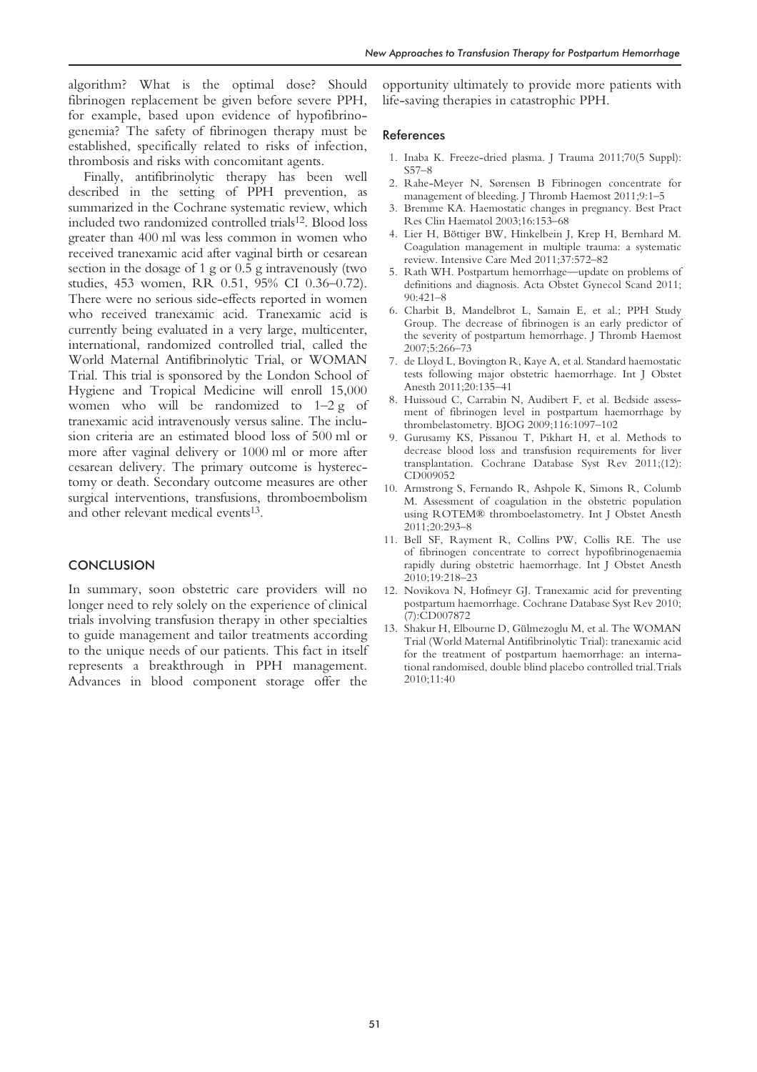algorithm? What is the optimal dose? Should fibrinogen replacement be given before severe PPH, for example, based upon evidence of hypofibrinogenemia? The safety of fibrinogen therapy must be established, specifically related to risks of infection, thrombosis and risks with concomitant agents.

Finally, antifibrinolytic therapy has been well described in the setting of PPH prevention, as summarized in the Cochrane systematic review, which included two randomized controlled trials[12]. Blood loss greater than 400 ml was less common in women who received tranexamic acid after vaginal birth or cesarean section in the dosage of 1 g or 0.5 g intravenously (two studies, 453 women, RR 0.51, 95% CI 0.36–0.72). There were no serious side-effects reported in women who received tranexamic acid. Tranexamic acid is currently being evaluated in a very large, multicenter, international, randomized controlled trial, called the World Maternal Antifibrinolytic Trial, or WOMAN Trial. This trial is sponsored by the London School of Hygiene and Tropical Medicine will enroll 15,000 women who will be randomized to 1–2 g of tranexamic acid intravenously versus saline. The inclusion criteria are an estimated blood loss of 500 ml or more after vaginal delivery or 1000 ml or more after cesarean delivery. The primary outcome is hysterectomy or death. Secondary outcome measures are other surgical interventions, transfusions, thromboembolism and other relevant medical events[13].

## CONCLUSION

In summary, soon obstetric care providers will no longer need to rely solely on the experience of clinical trials involving transfusion therapy in other specialties to guide management and tailor treatments according to the unique needs of our patients. This fact in itself represents a breakthrough in PPH management. Advances in blood component storage offer the opportunity ultimately to provide more patients with life-saving therapies in catastrophic PPH.

## References

1. Inaba K. Freeze-dried plasma. J Trauma 2011;70(5 Suppl): S57–8
2. Rahe-Meyer N, Sørensen B Fibrinogen concentrate for management of bleeding. J Thromb Haemost 2011;9:1–5
3. Bremme KA. Haemostatic changes in pregnancy. Best Pract Res Clin Haematol 2003;16:153–68
4. Lier H, Böttiger BW, Hinkelbein J, Krep H, Bernhard M. Coagulation management in multiple trauma: a systematic review. Intensive Care Med 2011;37:572–82
5. Rath WH. Postpartum hemorrhage—update on problems of definitions and diagnosis. Acta Obstet Gynecol Scand 2011; 90:421–8
6. Charbit B, Mandelbrot L, Samain E, et al.; PPH Study Group. The decrease of fibrinogen is an early predictor of the severity of postpartum hemorrhage. J Thromb Haemost 2007;5:266–73
7. de Lloyd L, Bovington R, Kaye A, et al. Standard haemostatic tests following major obstetric haemorrhage. Int J Obstet Anesth 2011;20:135–41
8. Huissoud C, Carrabin N, Audibert F, et al. Bedside assessment of fibrinogen level in postpartum haemorrhage by thrombelastometry. BJOG 2009;116:1097–102
9. Gurusamy KS, Pissanou T, Pikhart H, et al. Methods to decrease blood loss and transfusion requirements for liver transplantation. Cochrane Database Syst Rev 2011;(12): CD009052
10. Armstrong S, Fernando R, Ashpole K, Simons R, Columb M. Assessment of coagulation in the obstetric population using ROTEM® thromboelastometry. Int J Obstet Anesth 2011;20:293–8
11. Bell SF, Rayment R, Collins PW, Collis RE. The use of fibrinogen concentrate to correct hypofibrinogenaemia rapidly during obstetric haemorrhage. Int J Obstet Anesth 2010;19:218–23
12. Novikova N, Hofmeyr GJ. Tranexamic acid for preventing postpartum haemorrhage. Cochrane Database Syst Rev 2010;(7):CD007872
13. Shakur H, Elbourne D, Gülmezoglu M, et al. The WOMAN Trial (World Maternal Antifibrinolytic Trial): tranexamic acid for the treatment of postpartum haemorrhage: an international randomised, double blind placebo controlled trial.Trials 2010;11:40